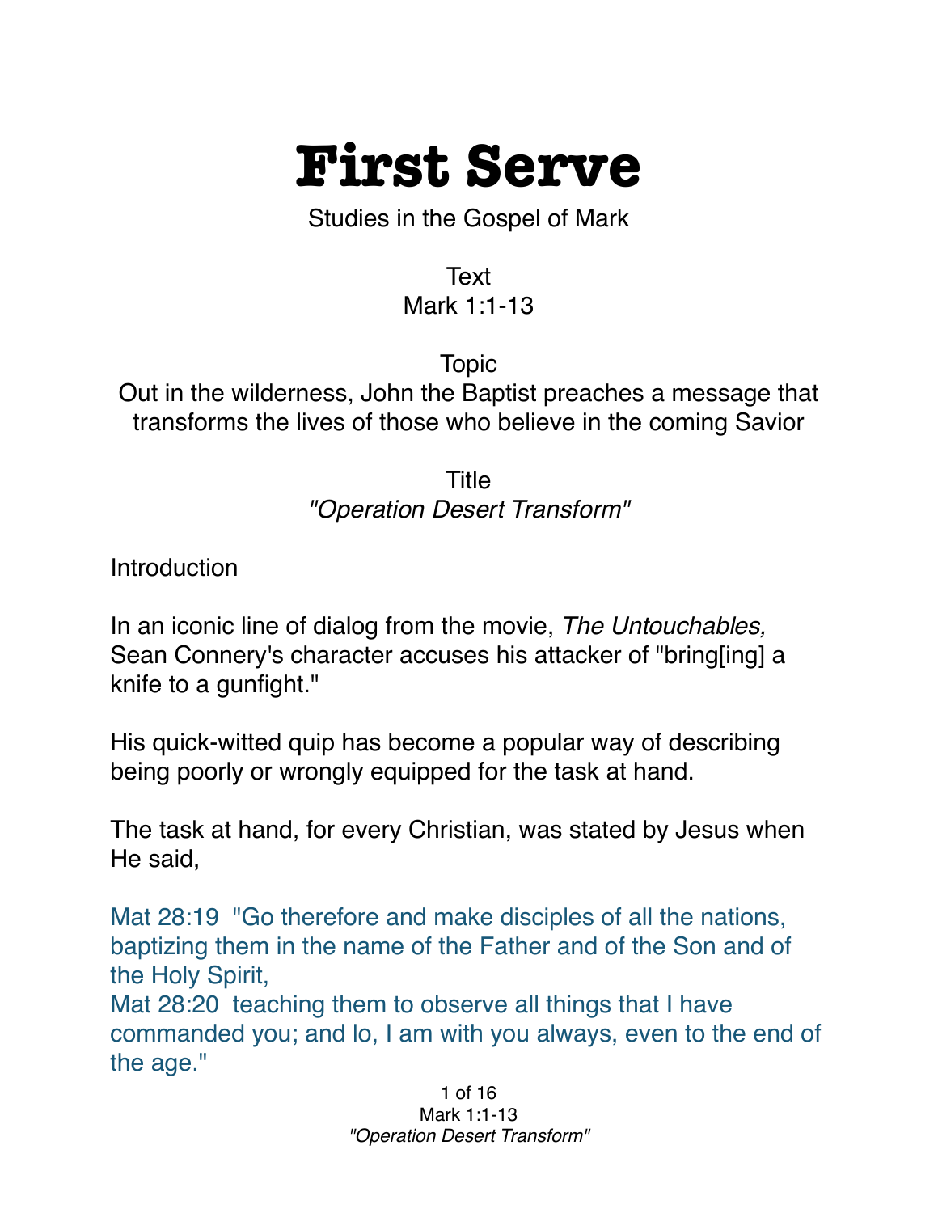# First Serve

Studies in the Gospel of Mark

Text
Mark 1:1-13

Topic
Out in the wilderness, John the Baptist preaches a message that transforms the lives of those who believe in the coming Savior

Title
*"Operation Desert Transform"*

Introduction

In an iconic line of dialog from the movie, *The Untouchables,* Sean Connery's character accuses his attacker of "bring[ing] a knife to a gunfight."

His quick-witted quip has become a popular way of describing being poorly or wrongly equipped for the task at hand.

The task at hand, for every Christian, was stated by Jesus when He said,

Mat 28:19 "Go therefore and make disciples of all the nations, baptizing them in the name of the Father and of the Son and of the Holy Spirit,
Mat 28:20 teaching them to observe all things that I have commanded you; and lo, I am with you always, even to the end of the age."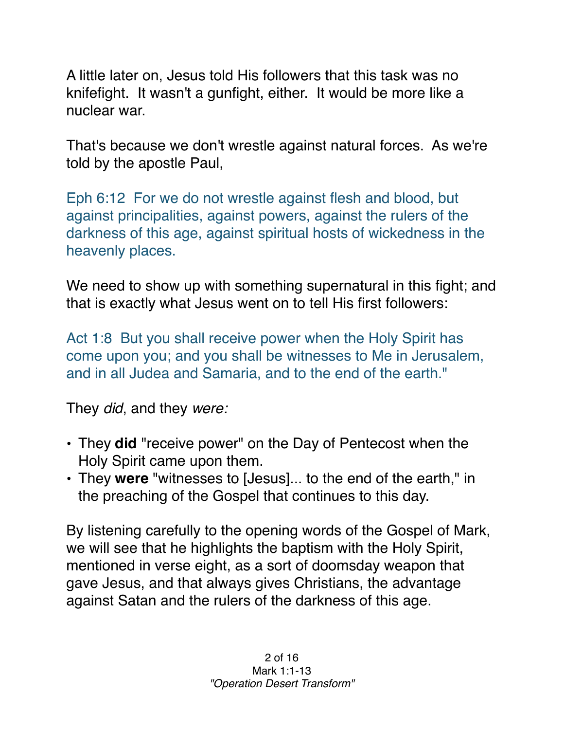A little later on, Jesus told His followers that this task was no knifefight. It wasn't a gunfight, either. It would be more like a nuclear war.

That's because we don't wrestle against natural forces. As we're told by the apostle Paul,

Eph 6:12 For we do not wrestle against flesh and blood, but against principalities, against powers, against the rulers of the darkness of this age, against spiritual hosts of wickedness in the heavenly places.

We need to show up with something supernatural in this fight; and that is exactly what Jesus went on to tell His first followers:

Act 1:8 But you shall receive power when the Holy Spirit has come upon you; and you shall be witnesses to Me in Jerusalem, and in all Judea and Samaria, and to the end of the earth."

They *did*, and they *were:*

- They **did** "receive power" on the Day of Pentecost when the Holy Spirit came upon them.
- They **were** "witnesses to [Jesus]... to the end of the earth," in the preaching of the Gospel that continues to this day.

By listening carefully to the opening words of the Gospel of Mark, we will see that he highlights the baptism with the Holy Spirit, mentioned in verse eight, as a sort of doomsday weapon that gave Jesus, and that always gives Christians, the advantage against Satan and the rulers of the darkness of this age.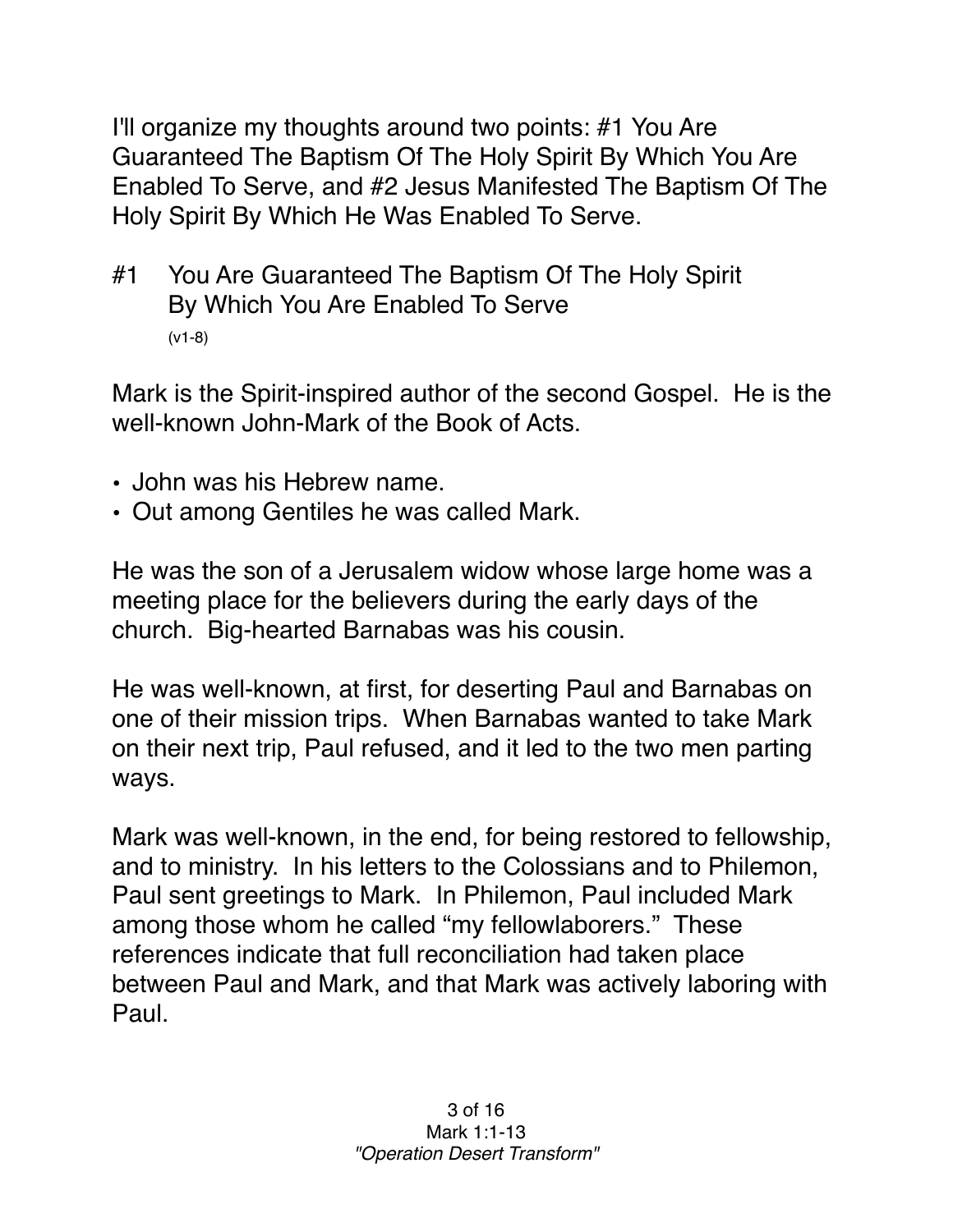I'll organize my thoughts around two points: #1 You Are Guaranteed The Baptism Of The Holy Spirit By Which You Are Enabled To Serve, and #2 Jesus Manifested The Baptism Of The Holy Spirit By Which He Was Enabled To Serve.

## #1 You Are Guaranteed The Baptism Of The Holy Spirit By Which You Are Enabled To Serve

(v1-8)

Mark is the Spirit-inspired author of the second Gospel. He is the well-known John-Mark of the Book of Acts.

- John was his Hebrew name.
- Out among Gentiles he was called Mark.

He was the son of a Jerusalem widow whose large home was a meeting place for the believers during the early days of the church. Big-hearted Barnabas was his cousin.

He was well-known, at first, for deserting Paul and Barnabas on one of their mission trips. When Barnabas wanted to take Mark on their next trip, Paul refused, and it led to the two men parting ways.

Mark was well-known, in the end, for being restored to fellowship, and to ministry. In his letters to the Colossians and to Philemon, Paul sent greetings to Mark. In Philemon, Paul included Mark among those whom he called "my fellowlaborers." These references indicate that full reconciliation had taken place between Paul and Mark, and that Mark was actively laboring with Paul.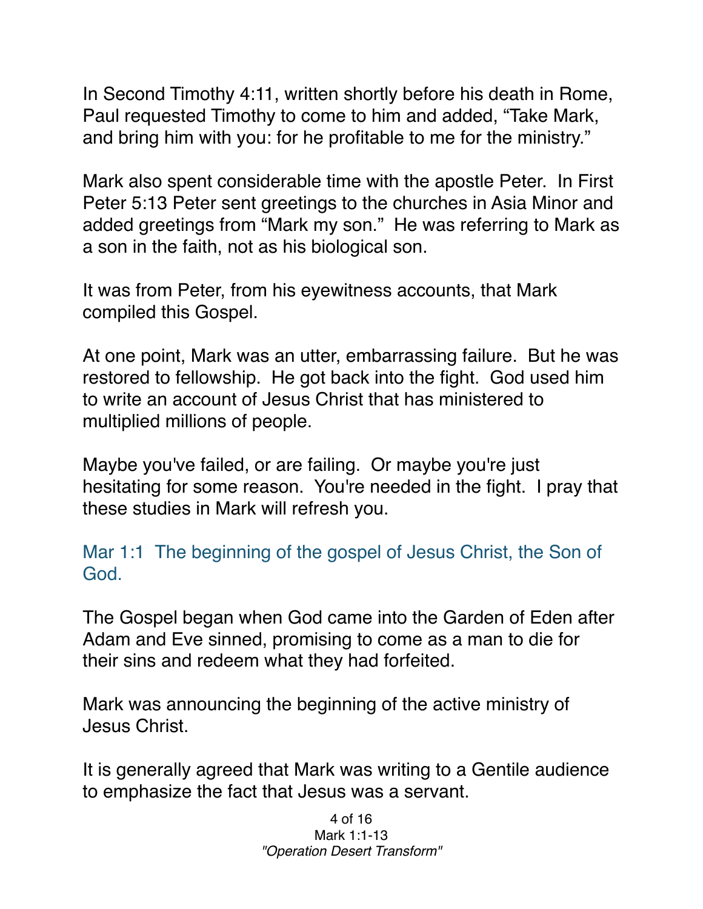In Second Timothy 4:11, written shortly before his death in Rome, Paul requested Timothy to come to him and added, "Take Mark, and bring him with you: for he profitable to me for the ministry."

Mark also spent considerable time with the apostle Peter. In First Peter 5:13 Peter sent greetings to the churches in Asia Minor and added greetings from "Mark my son." He was referring to Mark as a son in the faith, not as his biological son.

It was from Peter, from his eyewitness accounts, that Mark compiled this Gospel.

At one point, Mark was an utter, embarrassing failure. But he was restored to fellowship. He got back into the fight. God used him to write an account of Jesus Christ that has ministered to multiplied millions of people.

Maybe you've failed, or are failing. Or maybe you're just hesitating for some reason. You're needed in the fight. I pray that these studies in Mark will refresh you.

Mar 1:1 The beginning of the gospel of Jesus Christ, the Son of God.

The Gospel began when God came into the Garden of Eden after Adam and Eve sinned, promising to come as a man to die for their sins and redeem what they had forfeited.

Mark was announcing the beginning of the active ministry of Jesus Christ.

It is generally agreed that Mark was writing to a Gentile audience to emphasize the fact that Jesus was a servant.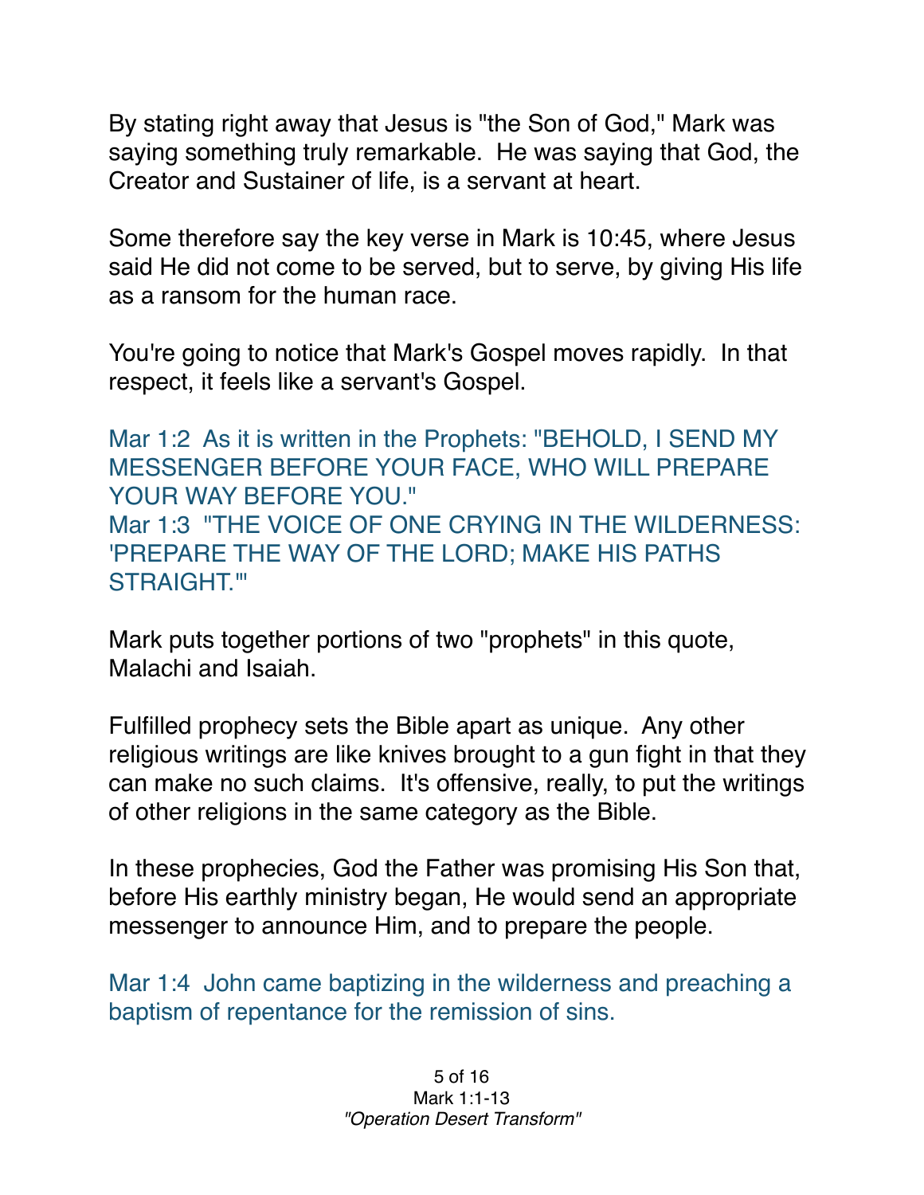By stating right away that Jesus is "the Son of God," Mark was saying something truly remarkable. He was saying that God, the Creator and Sustainer of life, is a servant at heart.

Some therefore say the key verse in Mark is 10:45, where Jesus said He did not come to be served, but to serve, by giving His life as a ransom for the human race.

You're going to notice that Mark's Gospel moves rapidly. In that respect, it feels like a servant's Gospel.

Mar 1:2 As it is written in the Prophets: "BEHOLD, I SEND MY MESSENGER BEFORE YOUR FACE, WHO WILL PREPARE YOUR WAY BEFORE YOU."
Mar 1:3 "THE VOICE OF ONE CRYING IN THE WILDERNESS: 'PREPARE THE WAY OF THE LORD; MAKE HIS PATHS STRAIGHT.'"

Mark puts together portions of two "prophets" in this quote, Malachi and Isaiah.

Fulfilled prophecy sets the Bible apart as unique. Any other religious writings are like knives brought to a gun fight in that they can make no such claims. It's offensive, really, to put the writings of other religions in the same category as the Bible.

In these prophecies, God the Father was promising His Son that, before His earthly ministry began, He would send an appropriate messenger to announce Him, and to prepare the people.

Mar 1:4 John came baptizing in the wilderness and preaching a baptism of repentance for the remission of sins.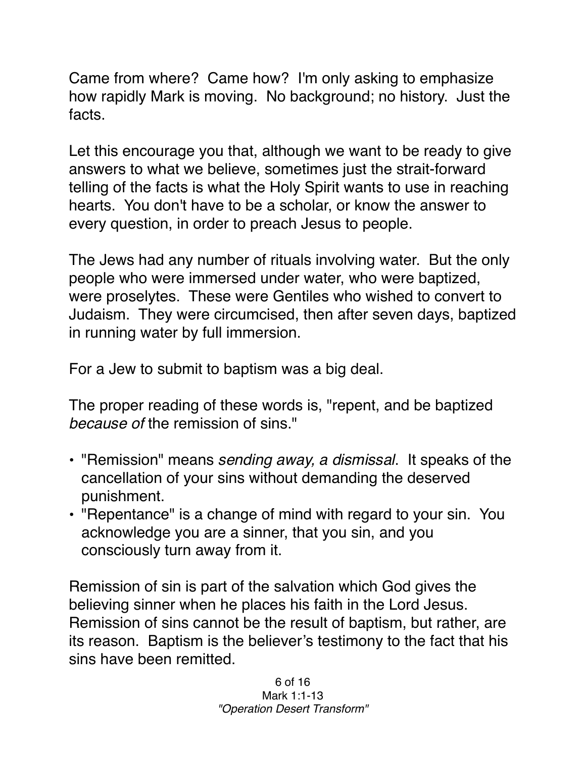Came from where? Came how? I'm only asking to emphasize how rapidly Mark is moving. No background; no history. Just the facts.

Let this encourage you that, although we want to be ready to give answers to what we believe, sometimes just the strait-forward telling of the facts is what the Holy Spirit wants to use in reaching hearts. You don't have to be a scholar, or know the answer to every question, in order to preach Jesus to people.

The Jews had any number of rituals involving water. But the only people who were immersed under water, who were baptized, were proselytes. These were Gentiles who wished to convert to Judaism. They were circumcised, then after seven days, baptized in running water by full immersion.

For a Jew to submit to baptism was a big deal.

The proper reading of these words is, "repent, and be baptized *because of* the remission of sins."

- "Remission" means *sending away, a dismissal*. It speaks of the cancellation of your sins without demanding the deserved punishment.
- "Repentance" is a change of mind with regard to your sin. You acknowledge you are a sinner, that you sin, and you consciously turn away from it.

Remission of sin is part of the salvation which God gives the believing sinner when he places his faith in the Lord Jesus. Remission of sins cannot be the result of baptism, but rather, are its reason. Baptism is the believer's testimony to the fact that his sins have been remitted.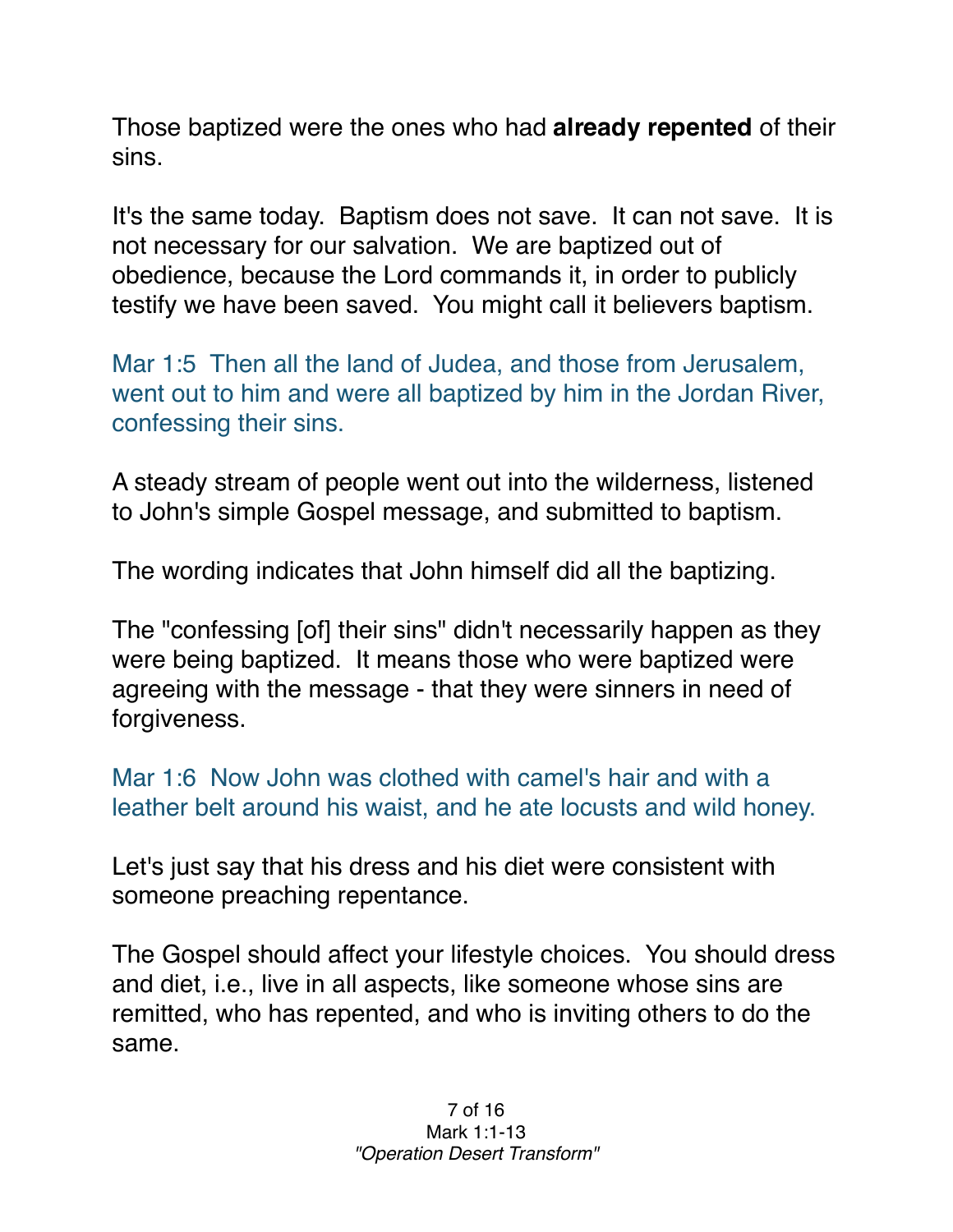Those baptized were the ones who had **already repented** of their sins.

It's the same today. Baptism does not save. It can not save. It is not necessary for our salvation. We are baptized out of obedience, because the Lord commands it, in order to publicly testify we have been saved. You might call it believers baptism.

Mar 1:5 Then all the land of Judea, and those from Jerusalem, went out to him and were all baptized by him in the Jordan River, confessing their sins.

A steady stream of people went out into the wilderness, listened to John's simple Gospel message, and submitted to baptism.

The wording indicates that John himself did all the baptizing.

The "confessing [of] their sins" didn't necessarily happen as they were being baptized. It means those who were baptized were agreeing with the message - that they were sinners in need of forgiveness.

Mar 1:6 Now John was clothed with camel's hair and with a leather belt around his waist, and he ate locusts and wild honey.

Let's just say that his dress and his diet were consistent with someone preaching repentance.

The Gospel should affect your lifestyle choices. You should dress and diet, i.e., live in all aspects, like someone whose sins are remitted, who has repented, and who is inviting others to do the same.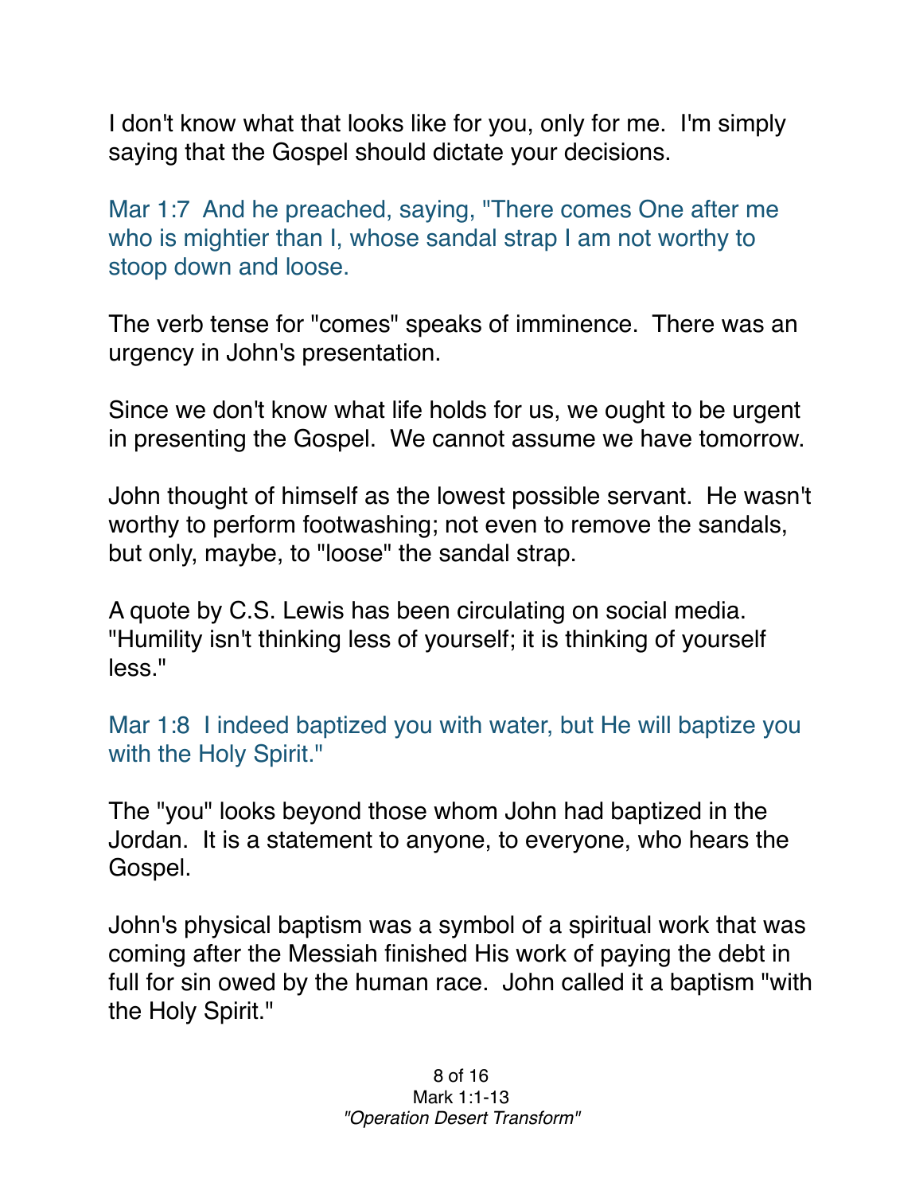I don't know what that looks like for you, only for me. I'm simply saying that the Gospel should dictate your decisions.

Mar 1:7 And he preached, saying, "There comes One after me who is mightier than I, whose sandal strap I am not worthy to stoop down and loose.

The verb tense for "comes" speaks of imminence. There was an urgency in John's presentation.

Since we don't know what life holds for us, we ought to be urgent in presenting the Gospel. We cannot assume we have tomorrow.

John thought of himself as the lowest possible servant. He wasn't worthy to perform footwashing; not even to remove the sandals, but only, maybe, to "loose" the sandal strap.

A quote by C.S. Lewis has been circulating on social media. "Humility isn't thinking less of yourself; it is thinking of yourself less."

Mar 1:8 I indeed baptized you with water, but He will baptize you with the Holy Spirit."

The "you" looks beyond those whom John had baptized in the Jordan. It is a statement to anyone, to everyone, who hears the Gospel.

John's physical baptism was a symbol of a spiritual work that was coming after the Messiah finished His work of paying the debt in full for sin owed by the human race. John called it a baptism "with the Holy Spirit."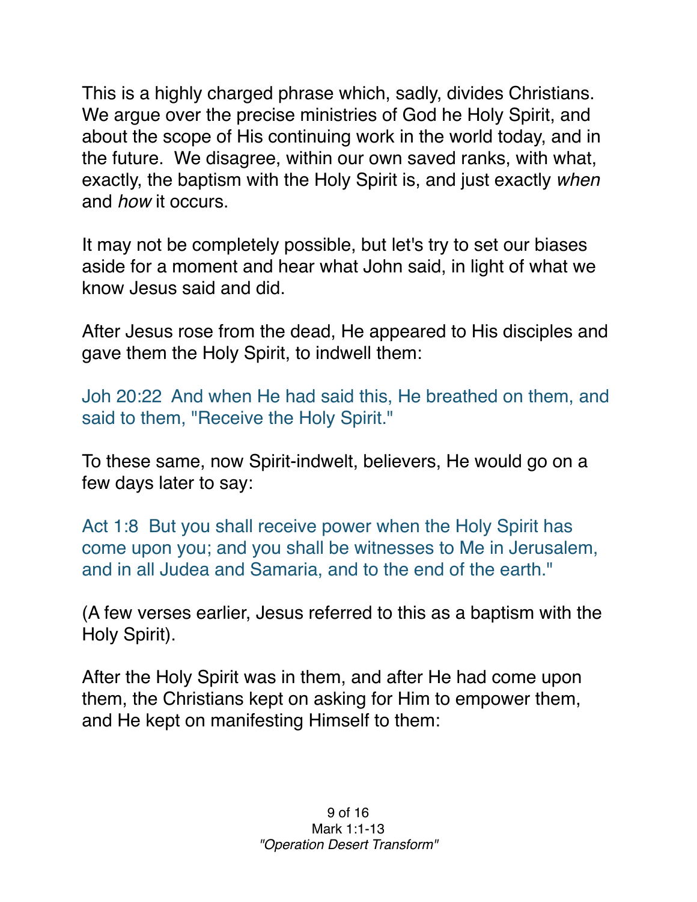This is a highly charged phrase which, sadly, divides Christians. We argue over the precise ministries of God he Holy Spirit, and about the scope of His continuing work in the world today, and in the future. We disagree, within our own saved ranks, with what, exactly, the baptism with the Holy Spirit is, and just exactly *when* and *how* it occurs.

It may not be completely possible, but let's try to set our biases aside for a moment and hear what John said, in light of what we know Jesus said and did.

After Jesus rose from the dead, He appeared to His disciples and gave them the Holy Spirit, to indwell them:

Joh 20:22 And when He had said this, He breathed on them, and said to them, "Receive the Holy Spirit."

To these same, now Spirit-indwelt, believers, He would go on a few days later to say:

Act 1:8 But you shall receive power when the Holy Spirit has come upon you; and you shall be witnesses to Me in Jerusalem, and in all Judea and Samaria, and to the end of the earth."

(A few verses earlier, Jesus referred to this as a baptism with the Holy Spirit).

After the Holy Spirit was in them, and after He had come upon them, the Christians kept on asking for Him to empower them, and He kept on manifesting Himself to them: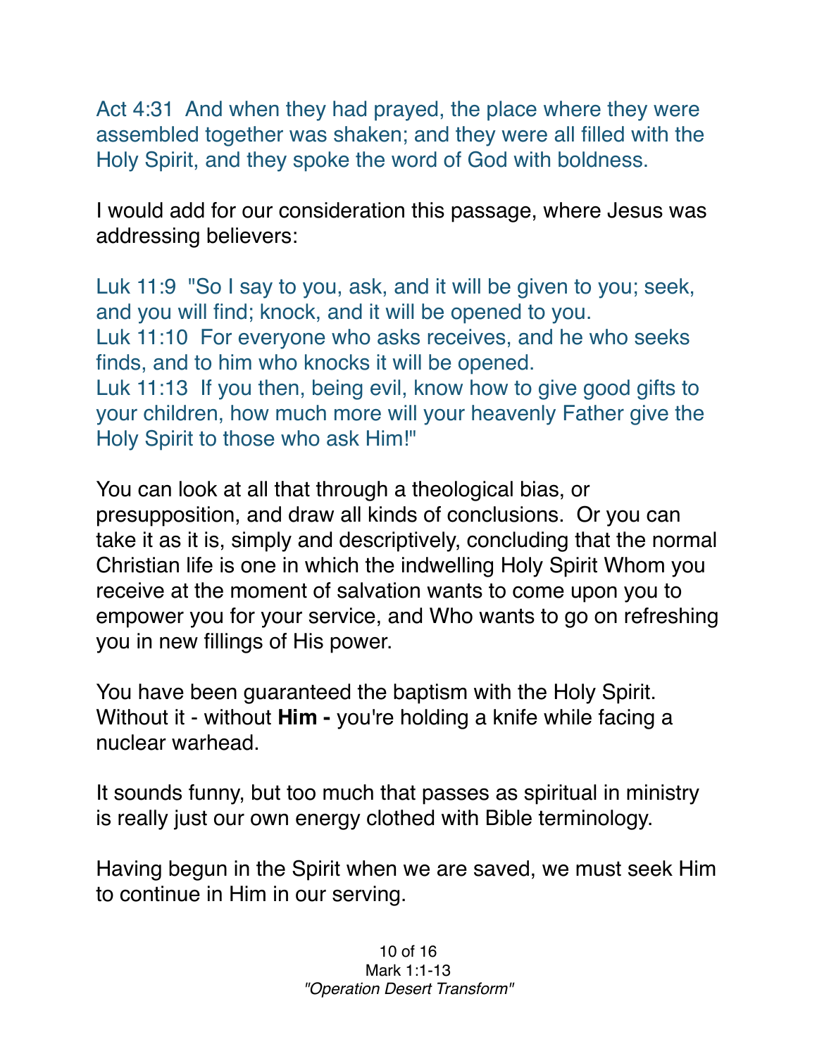Act 4:31  And when they had prayed, the place where they were assembled together was shaken; and they were all filled with the Holy Spirit, and they spoke the word of God with boldness.

I would add for our consideration this passage, where Jesus was addressing believers:

Luk 11:9  "So I say to you, ask, and it will be given to you; seek, and you will find; knock, and it will be opened to you.
Luk 11:10  For everyone who asks receives, and he who seeks finds, and to him who knocks it will be opened.
Luk 11:13  If you then, being evil, know how to give good gifts to your children, how much more will your heavenly Father give the Holy Spirit to those who ask Him!"

You can look at all that through a theological bias, or presupposition, and draw all kinds of conclusions.  Or you can take it as it is, simply and descriptively, concluding that the normal Christian life is one in which the indwelling Holy Spirit Whom you receive at the moment of salvation wants to come upon you to empower you for your service, and Who wants to go on refreshing you in new fillings of His power.

You have been guaranteed the baptism with the Holy Spirit. Without it - without **Him -** you're holding a knife while facing a nuclear warhead.

It sounds funny, but too much that passes as spiritual in ministry is really just our own energy clothed with Bible terminology.

Having begun in the Spirit when we are saved, we must seek Him to continue in Him in our serving.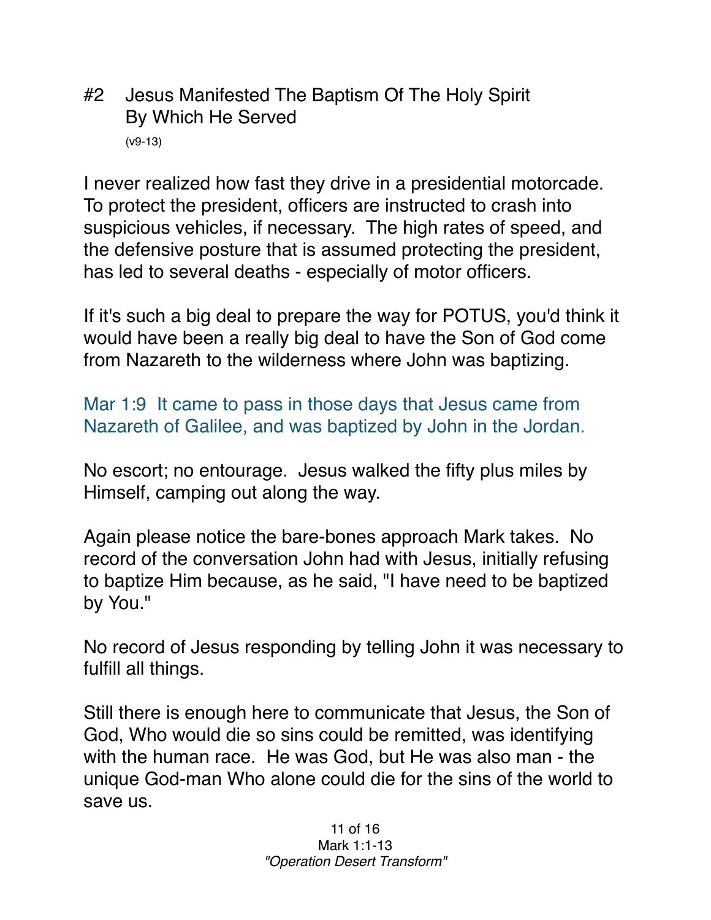## #2 Jesus Manifested The Baptism Of The Holy Spirit By Which He Served

(v9-13)

I never realized how fast they drive in a presidential motorcade. To protect the president, officers are instructed to crash into suspicious vehicles, if necessary. The high rates of speed, and the defensive posture that is assumed protecting the president, has led to several deaths - especially of motor officers.

If it's such a big deal to prepare the way for POTUS, you'd think it would have been a really big deal to have the Son of God come from Nazareth to the wilderness where John was baptizing.

Mar 1:9 It came to pass in those days that Jesus came from Nazareth of Galilee, and was baptized by John in the Jordan.

No escort; no entourage. Jesus walked the fifty plus miles by Himself, camping out along the way.

Again please notice the bare-bones approach Mark takes. No record of the conversation John had with Jesus, initially refusing to baptize Him because, as he said, "I have need to be baptized by You."

No record of Jesus responding by telling John it was necessary to fulfill all things.

Still there is enough here to communicate that Jesus, the Son of God, Who would die so sins could be remitted, was identifying with the human race. He was God, but He was also man - the unique God-man Who alone could die for the sins of the world to save us.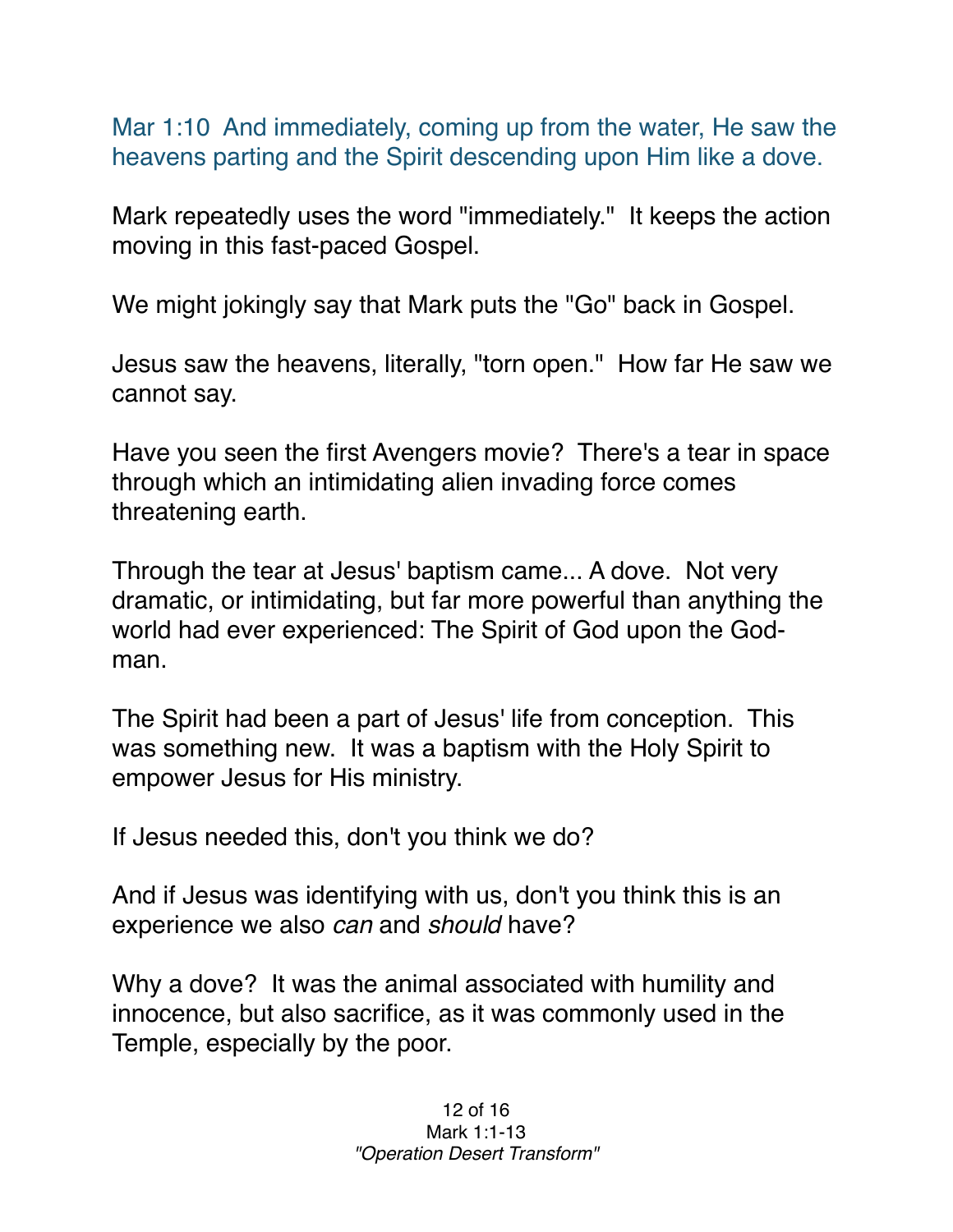Mar 1:10  And immediately, coming up from the water, He saw the heavens parting and the Spirit descending upon Him like a dove.

Mark repeatedly uses the word "immediately."  It keeps the action moving in this fast-paced Gospel.

We might jokingly say that Mark puts the "Go" back in Gospel.

Jesus saw the heavens, literally, "torn open."  How far He saw we cannot say.

Have you seen the first Avengers movie?  There's a tear in space through which an intimidating alien invading force comes threatening earth.

Through the tear at Jesus' baptism came... A dove.  Not very dramatic, or intimidating, but far more powerful than anything the world had ever experienced: The Spirit of God upon the God-man.

The Spirit had been a part of Jesus' life from conception.  This was something new.  It was a baptism with the Holy Spirit to empower Jesus for His ministry.

If Jesus needed this, don't you think we do?

And if Jesus was identifying with us, don't you think this is an experience we also *can* and *should* have?

Why a dove?  It was the animal associated with humility and innocence, but also sacrifice, as it was commonly used in the Temple, especially by the poor.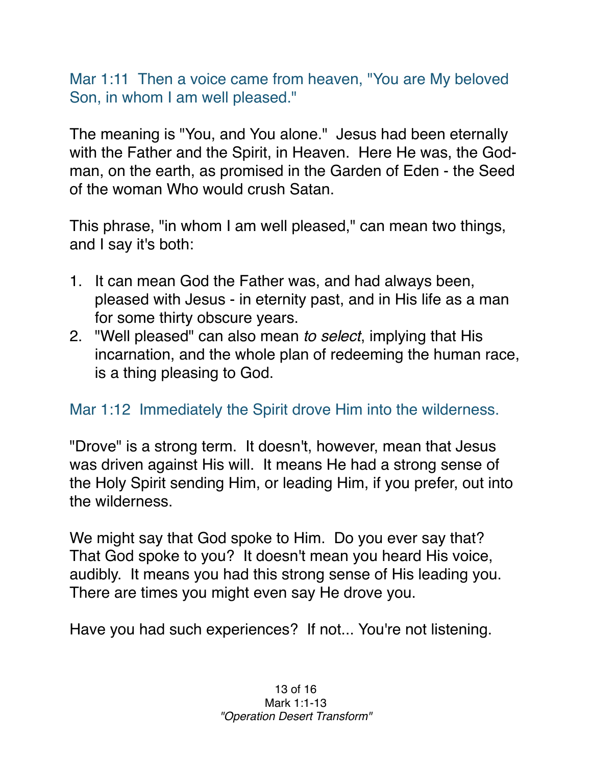Mar 1:11  Then a voice came from heaven, "You are My beloved Son, in whom I am well pleased."

The meaning is "You, and You alone."  Jesus had been eternally with the Father and the Spirit, in Heaven.  Here He was, the God-man, on the earth, as promised in the Garden of Eden - the Seed of the woman Who would crush Satan.

This phrase, "in whom I am well pleased," can mean two things, and I say it's both:

1. It can mean God the Father was, and had always been, pleased with Jesus - in eternity past, and in His life as a man for some thirty obscure years.
2. "Well pleased" can also mean *to select*, implying that His incarnation, and the whole plan of redeeming the human race, is a thing pleasing to God.

Mar 1:12  Immediately the Spirit drove Him into the wilderness.

"Drove" is a strong term.  It doesn't, however, mean that Jesus was driven against His will.  It means He had a strong sense of the Holy Spirit sending Him, or leading Him, if you prefer, out into the wilderness.

We might say that God spoke to Him.  Do you ever say that? That God spoke to you?  It doesn't mean you heard His voice, audibly.  It means you had this strong sense of His leading you. There are times you might even say He drove you.

Have you had such experiences?  If not... You're not listening.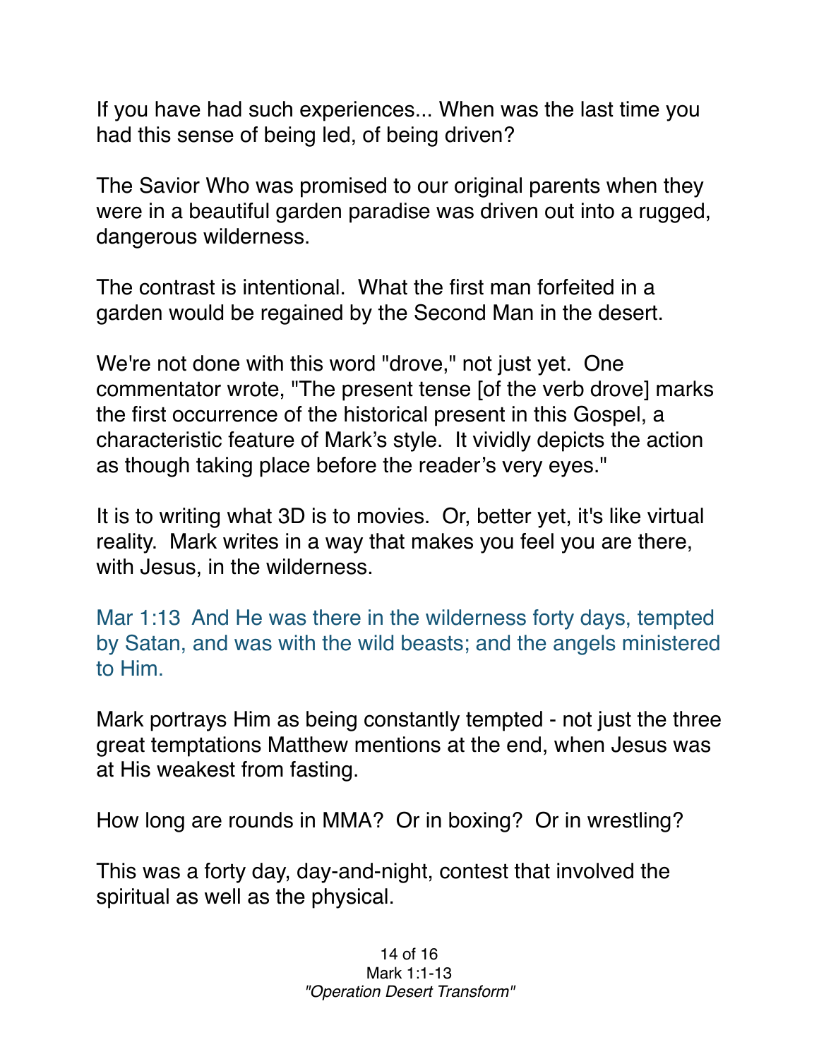If you have had such experiences... When was the last time you had this sense of being led, of being driven?

The Savior Who was promised to our original parents when they were in a beautiful garden paradise was driven out into a rugged, dangerous wilderness.

The contrast is intentional. What the first man forfeited in a garden would be regained by the Second Man in the desert.

We're not done with this word "drove," not just yet. One commentator wrote, "The present tense [of the verb drove] marks the first occurrence of the historical present in this Gospel, a characteristic feature of Mark's style. It vividly depicts the action as though taking place before the reader's very eyes."

It is to writing what 3D is to movies. Or, better yet, it's like virtual reality. Mark writes in a way that makes you feel you are there, with Jesus, in the wilderness.

Mar 1:13 And He was there in the wilderness forty days, tempted by Satan, and was with the wild beasts; and the angels ministered to Him.

Mark portrays Him as being constantly tempted - not just the three great temptations Matthew mentions at the end, when Jesus was at His weakest from fasting.

How long are rounds in MMA? Or in boxing? Or in wrestling?

This was a forty day, day-and-night, contest that involved the spiritual as well as the physical.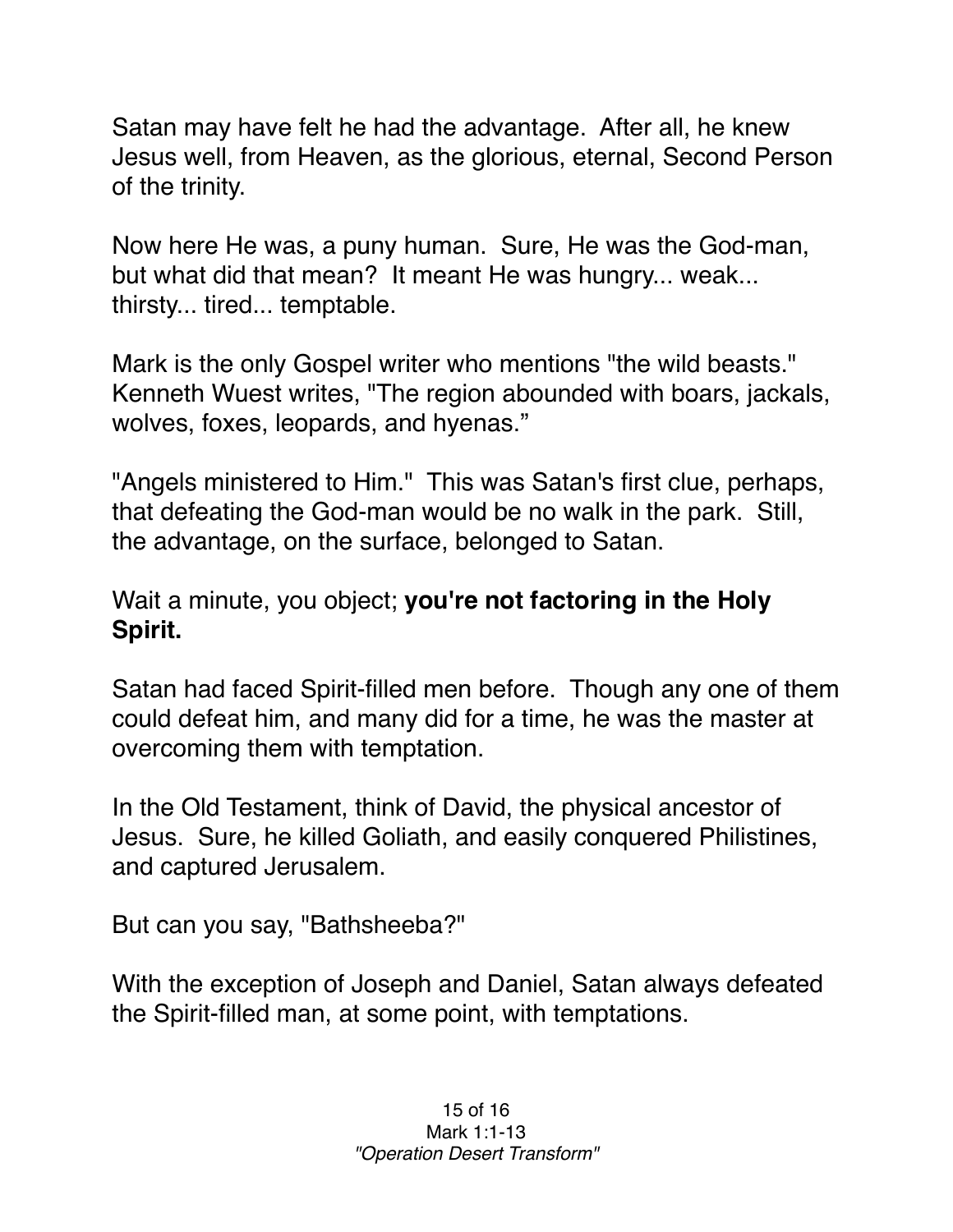Satan may have felt he had the advantage. After all, he knew Jesus well, from Heaven, as the glorious, eternal, Second Person of the trinity.

Now here He was, a puny human. Sure, He was the God-man, but what did that mean? It meant He was hungry... weak... thirsty... tired... temptable.

Mark is the only Gospel writer who mentions "the wild beasts." Kenneth Wuest writes, "The region abounded with boars, jackals, wolves, foxes, leopards, and hyenas."

"Angels ministered to Him." This was Satan's first clue, perhaps, that defeating the God-man would be no walk in the park. Still, the advantage, on the surface, belonged to Satan.

Wait a minute, you object; **you're not factoring in the Holy Spirit.**

Satan had faced Spirit-filled men before. Though any one of them could defeat him, and many did for a time, he was the master at overcoming them with temptation.

In the Old Testament, think of David, the physical ancestor of Jesus. Sure, he killed Goliath, and easily conquered Philistines, and captured Jerusalem.

But can you say, "Bathsheeba?"

With the exception of Joseph and Daniel, Satan always defeated the Spirit-filled man, at some point, with temptations.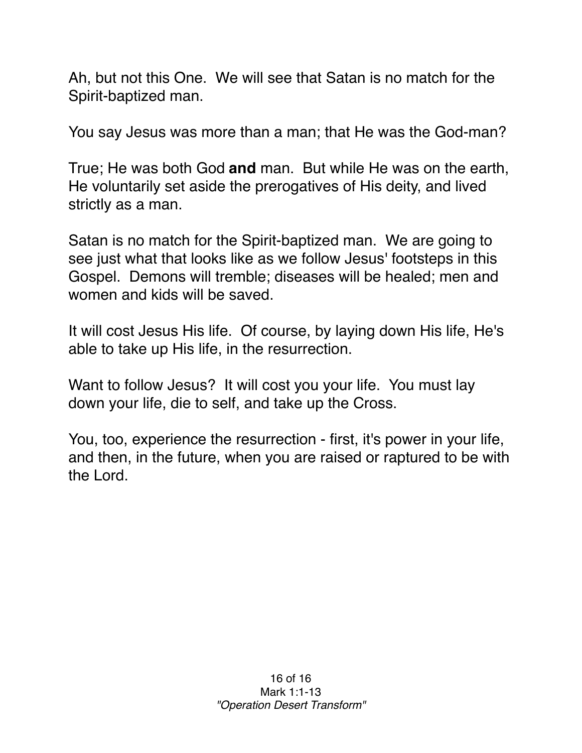Ah, but not this One. We will see that Satan is no match for the Spirit-baptized man.

You say Jesus was more than a man; that He was the God-man?

True; He was both God **and** man. But while He was on the earth, He voluntarily set aside the prerogatives of His deity, and lived strictly as a man.

Satan is no match for the Spirit-baptized man. We are going to see just what that looks like as we follow Jesus' footsteps in this Gospel. Demons will tremble; diseases will be healed; men and women and kids will be saved.

It will cost Jesus His life. Of course, by laying down His life, He's able to take up His life, in the resurrection.

Want to follow Jesus? It will cost you your life. You must lay down your life, die to self, and take up the Cross.

You, too, experience the resurrection - first, it's power in your life, and then, in the future, when you are raised or raptured to be with the Lord.